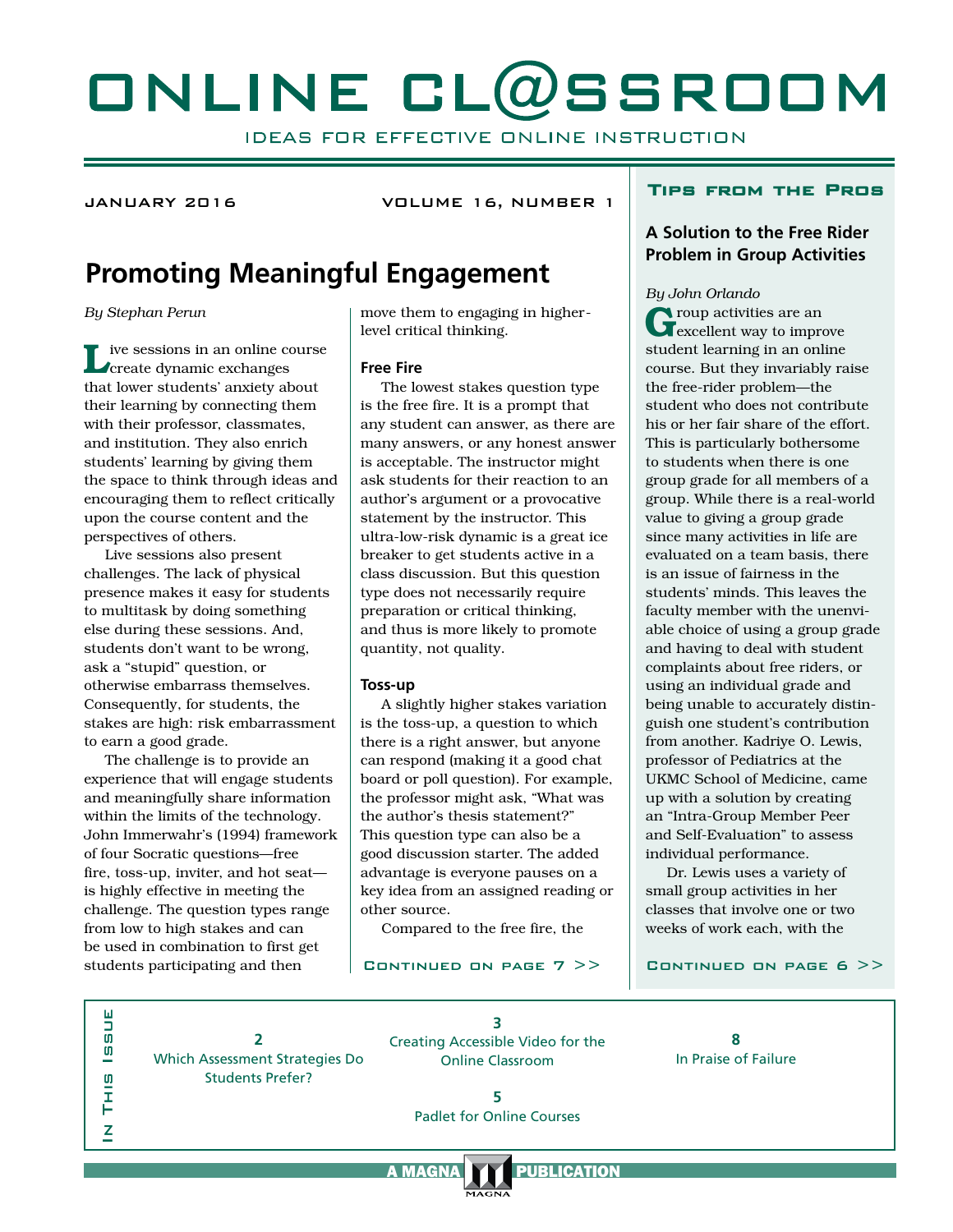# ONLINE CL@SSROOM

IDEAS FOR EFFECTIVE ONLINE INSTRUCTION

JANUARY 2016 VOLUME 16, NUMBER 1

## Promoting Meaningful Engagement

*By Stephan Perun*

Live sessions in an online course create dynamic exchanges that lower students' anxiety about their learning by connecting them with their professor, classmates, and institution. They also enrich students' learning by giving them the space to think through ideas and encouraging them to reflect critically upon the course content and the perspectives of others.

Live sessions also present challenges. The lack of physical presence makes it easy for students to multitask by doing something else during these sessions. And, students don't want to be wrong, ask a "stupid" question, or otherwise embarrass themselves. Consequently, for students, the stakes are high: risk embarrassment to earn a good grade.

The challenge is to provide an experience that will engage students and meaningfully share information within the limits of the technology. John Immerwahr's (1994) framework of four Socratic questions—free fire, toss-up, inviter, and hot seat—is highly effective in meeting the challenge. The question types range from low to high stakes and can be used in combination to first get students participating and then move them to engaging in higher-level critical thinking.

### Free Fire

The lowest stakes question type is the free fire. It is a prompt that any student can answer, as there are many answers, or any honest answer is acceptable. The instructor might ask students for their reaction to an author's argument or a provocative statement by the instructor. This ultra-low-risk dynamic is a great ice breaker to get students active in a class discussion. But this question type does not necessarily require preparation or critical thinking, and thus is more likely to promote quantity, not quality.

### Toss-up

A slightly higher stakes variation is the toss-up, a question to which there is a right answer, but anyone can respond (making it a good chat board or poll question). For example, the professor might ask, "What was the author's thesis statement?" This question type can also be a good discussion starter. The added advantage is everyone pauses on a key idea from an assigned reading or other source.

Compared to the free fire, the

CONTINUED ON PAGE 7 >>

---

### Tips from the Pros

## A Solution to the Free Rider Problem in Group Activities

*By John Orlando*

Group activities are an excellent way to improve student learning in an online course. But they invariably raise the free-rider problem—the student who does not contribute his or her fair share of the effort. This is particularly bothersome to students when there is one group grade for all members of a group. While there is a real-world value to giving a group grade since many activities in life are evaluated on a team basis, there is an issue of fairness in the students' minds. This leaves the faculty member with the unenviable choice of using a group grade and having to deal with student complaints about free riders, or using an individual grade and being unable to accurately distinguish one student's contribution from another. Kadriye O. Lewis, professor of Pediatrics at the UKMC School of Medicine, came up with a solution by creating an "Intra-Group Member Peer and Self-Evaluation" to assess individual performance.

Dr. Lewis uses a variety of small group activities in her classes that involve one or two weeks of work each, with the

CONTINUED ON PAGE 6 >>

---

**In This Issue**

- 2 — Which Assessment Strategies Do Students Prefer?
- 3 — Creating Accessible Video for the Online Classroom
- 5 — Padlet for Online Courses
- 8 — In Praise of Failure

A MAGNA PUBLICATION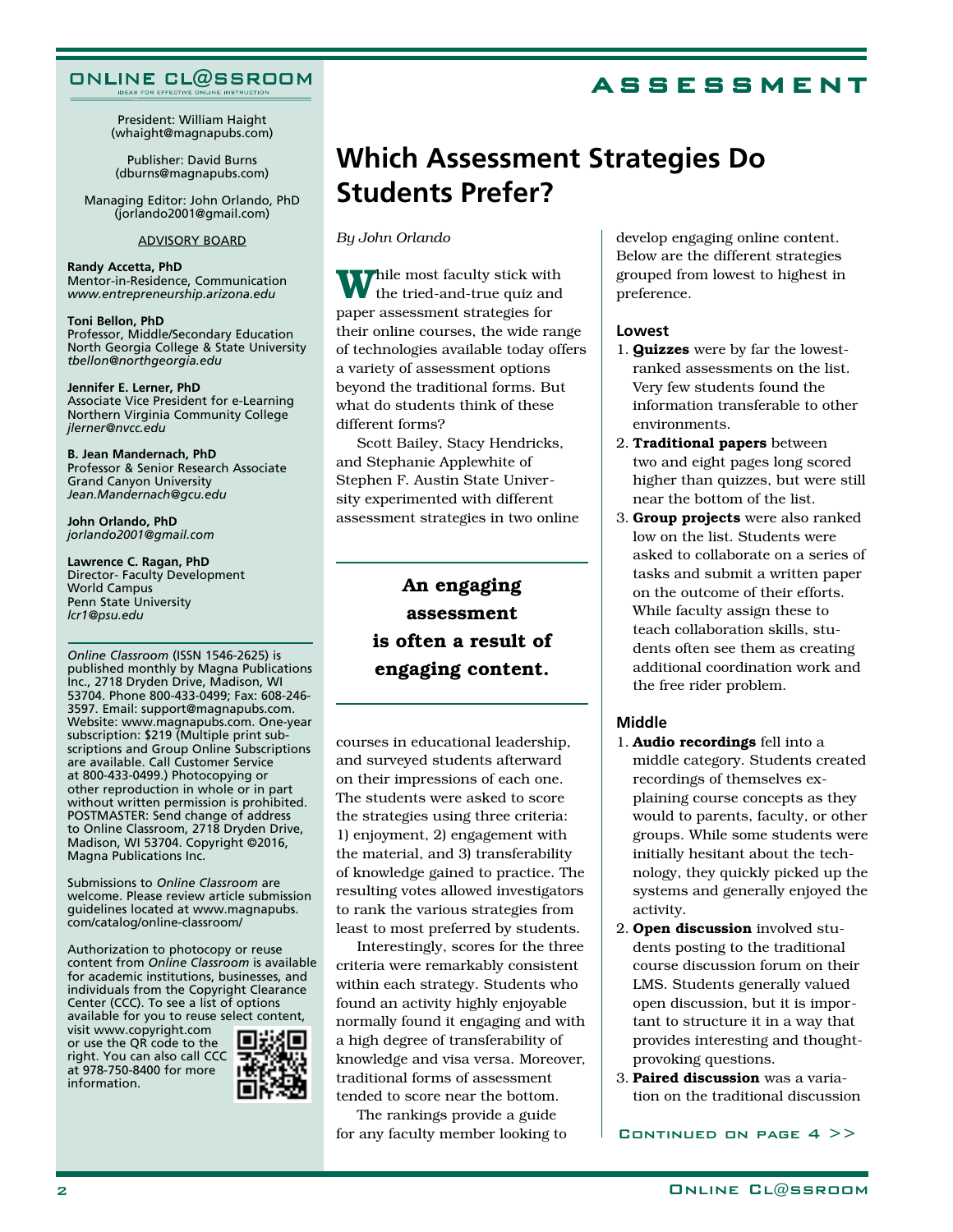ONLINE CL@SSROOM

IDEAS FOR EFFECTIVE ONLINE INSTRUCTION

President: William Haight
(whaight@magnapubs.com)

Publisher: David Burns
(dburns@magnapubs.com)

Managing Editor: John Orlando, PhD
(jorlando2001@gmail.com)

ADVISORY BOARD

**Randy Accetta, PhD**
Mentor-in-Residence, Communication
*www.entrepreneurship.arizona.edu*

**Toni Bellon, PhD**
Professor, Middle/Secondary Education
North Georgia College & State University
*tbellon@northgeorgia.edu*

**Jennifer E. Lerner, PhD**
Associate Vice President for e-Learning
Northern Virginia Community College
*jlerner@nvcc.edu*

**B. Jean Mandernach, PhD**
Professor & Senior Research Associate
Grand Canyon University
*Jean.Mandernach@gcu.edu*

**John Orlando, PhD**
*jorlando2001@gmail.com*

**Lawrence C. Ragan, PhD**
Director- Faculty Development
World Campus
Penn State University
*lcr1@psu.edu*

*Online Classroom* (ISSN 1546-2625) is published monthly by Magna Publications Inc., 2718 Dryden Drive, Madison, WI 53704. Phone 800-433-0499; Fax: 608-246-3597. Email: support@magnapubs.com. Website: www.magnapubs.com. One-year subscription: $219 (Multiple print subscriptions and Group Online Subscriptions are available. Call Customer Service at 800-433-0499.) Photocopying or other reproduction in whole or in part without written permission is prohibited. POSTMASTER: Send change of address to Online Classroom, 2718 Dryden Drive, Madison, WI 53704. Copyright ©2016, Magna Publications Inc.

Submissions to *Online Classroom* are welcome. Please review article submission guidelines located at www.magnapubs.com/catalog/online-classroom/

Authorization to photocopy or reuse content from *Online Classroom* is available for academic institutions, businesses, and individuals from the Copyright Clearance Center (CCC). To see a list of options available for you to reuse select content, visit www.copyright.com or use the QR code to the right. You can also call CCC at 978-750-8400 for more information.

ASSESSMENT

# Which Assessment Strategies Do Students Prefer?

*By John Orlando*

While most faculty stick with the tried-and-true quiz and paper assessment strategies for their online courses, the wide range of technologies available today offers a variety of assessment options beyond the traditional forms. But what do students think of these different forms?

Scott Bailey, Stacy Hendricks, and Stephanie Applewhite of Stephen F. Austin State University experimented with different assessment strategies in two online courses in educational leadership, and surveyed students afterward on their impressions of each one. The students were asked to score the strategies using three criteria: 1) enjoyment, 2) engagement with the material, and 3) transferability of knowledge gained to practice. The resulting votes allowed investigators to rank the various strategies from least to most preferred by students.

**An engaging assessment is often a result of engaging content.**

Interestingly, scores for the three criteria were remarkably consistent within each strategy. Students who found an activity highly enjoyable normally found it engaging and with a high degree of transferability of knowledge and visa versa. Moreover, traditional forms of assessment tended to score near the bottom.

The rankings provide a guide for any faculty member looking to develop engaging online content. Below are the different strategies grouped from lowest to highest in preference.

### Lowest

1. **Quizzes** were by far the lowest-ranked assessments on the list. Very few students found the information transferable to other environments.
2. **Traditional papers** between two and eight pages long scored higher than quizzes, but were still near the bottom of the list.
3. **Group projects** were also ranked low on the list. Students were asked to collaborate on a series of tasks and submit a written paper on the outcome of their efforts. While faculty assign these to teach collaboration skills, students often see them as creating additional coordination work and the free rider problem.

### Middle

1. **Audio recordings** fell into a middle category. Students created recordings of themselves explaining course concepts as they would to parents, faculty, or other groups. While some students were initially hesitant about the technology, they quickly picked up the systems and generally enjoyed the activity.
2. **Open discussion** involved students posting to the traditional course discussion forum on their LMS. Students generally valued open discussion, but it is important to structure it in a way that provides interesting and thought-provoking questions.
3. **Paired discussion** was a variation on the traditional discussion

CONTINUED ON PAGE 4 >>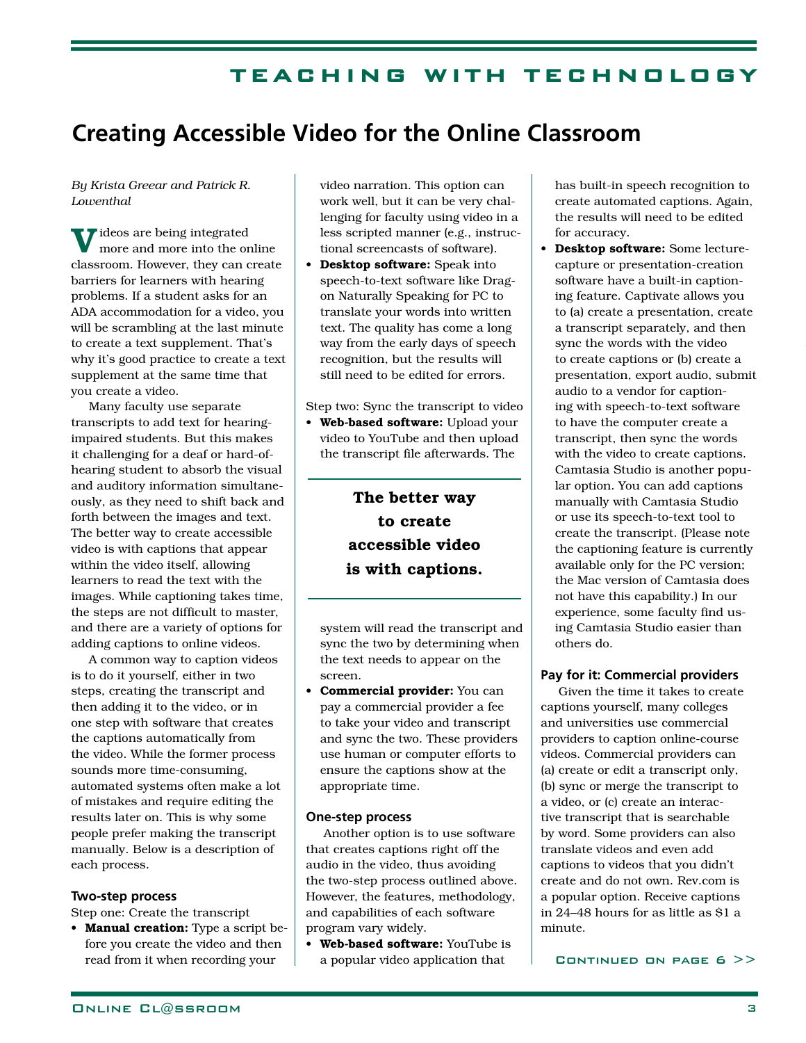# TEACHING WITH TECHNOLOGY

## Creating Accessible Video for the Online Classroom

*By Krista Greear and Patrick R. Lowenthal*

Videos are being integrated more and more into the online classroom. However, they can create barriers for learners with hearing problems. If a student asks for an ADA accommodation for a video, you will be scrambling at the last minute to create a text supplement. That's why it's good practice to create a text supplement at the same time that you create a video.

Many faculty use separate transcripts to add text for hearing-impaired students. But this makes it challenging for a deaf or hard-of-hearing student to absorb the visual and auditory information simultaneously, as they need to shift back and forth between the images and text. The better way to create accessible video is with captions that appear within the video itself, allowing learners to read the text with the images. While captioning takes time, the steps are not difficult to master, and there are a variety of options for adding captions to online videos.

A common way to caption videos is to do it yourself, either in two steps, creating the transcript and then adding it to the video, or in one step with software that creates the captions automatically from the video. While the former process sounds more time-consuming, automated systems often make a lot of mistakes and require editing the results later on. This is why some people prefer making the transcript manually. Below is a description of each process.

### Two-step process

Step one: Create the transcript

- **Manual creation:** Type a script before you create the video and then read from it when recording your video narration. This option can work well, but it can be very challenging for faculty using video in a less scripted manner (e.g., instructional screencasts of software).
- **Desktop software:** Speak into speech-to-text software like Dragon Naturally Speaking for PC to translate your words into written text. The quality has come a long way from the early days of speech recognition, but the results will still need to be edited for errors.

Step two: Sync the transcript to video

- **Web-based software:** Upload your video to YouTube and then upload the transcript file afterwards. The system will read the transcript and sync the two by determining when the text needs to appear on the screen.
- **Commercial provider:** You can pay a commercial provider a fee to take your video and transcript and sync the two. These providers use human or computer efforts to ensure the captions show at the appropriate time.

**The better way to create accessible video is with captions.**

### One-step process

Another option is to use software that creates captions right off the audio in the video, thus avoiding the two-step process outlined above. However, the features, methodology, and capabilities of each software program vary widely.

- **Web-based software:** YouTube is a popular video application that has built-in speech recognition to create automated captions. Again, the results will need to be edited for accuracy.
- **Desktop software:** Some lecture-capture or presentation-creation software have a built-in captioning feature. Captivate allows you to (a) create a presentation, create a transcript separately, and then sync the words with the video to create captions or (b) create a presentation, export audio, submit audio to a vendor for captioning with speech-to-text software to have the computer create a transcript, then sync the words with the video to create captions. Camtasia Studio is another popular option. You can add captions manually with Camtasia Studio or use its speech-to-text tool to create the transcript. (Please note the captioning feature is currently available only for the PC version; the Mac version of Camtasia does not have this capability.) In our experience, some faculty find using Camtasia Studio easier than others do.

### Pay for it: Commercial providers

Given the time it takes to create captions yourself, many colleges and universities use commercial providers to caption online-course videos. Commercial providers can (a) create or edit a transcript only, (b) sync or merge the transcript to a video, or (c) create an interactive transcript that is searchable by word. Some providers can also translate videos and even add captions to videos that you didn't create and do not own. Rev.com is a popular option. Receive captions in 24–48 hours for as little as $1 a minute.

CONTINUED ON PAGE 6 >>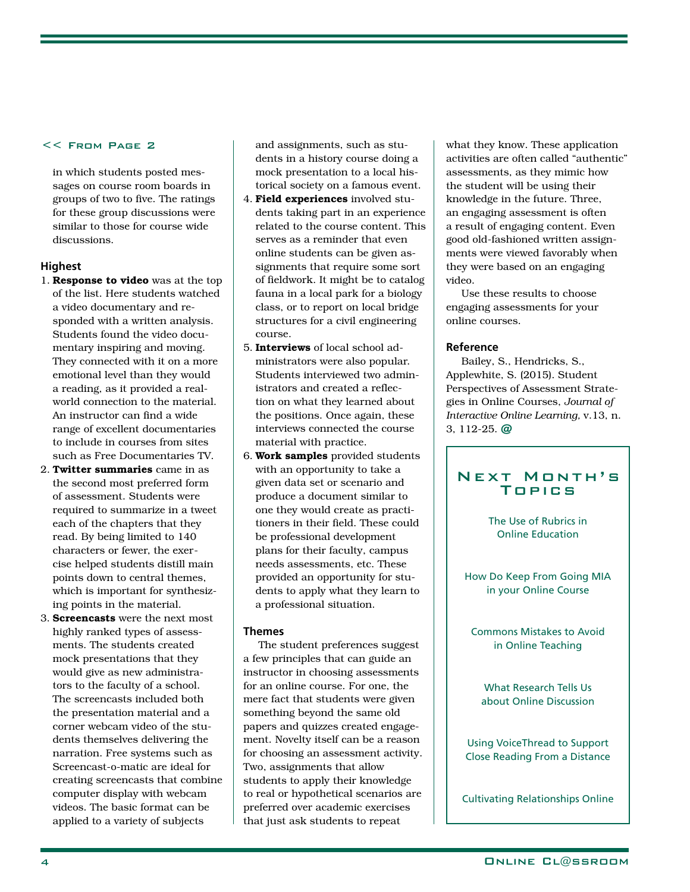<< From Page 2

in which students posted messages on course room boards in groups of two to five. The ratings for these group discussions were similar to those for course wide discussions.

### Highest

1. **Response to video** was at the top of the list. Here students watched a video documentary and responded with a written analysis. Students found the video documentary inspiring and moving. They connected with it on a more emotional level than they would a reading, as it provided a real-world connection to the material. An instructor can find a wide range of excellent documentaries to include in courses from sites such as Free Documentaries TV.
2. **Twitter summaries** came in as the second most preferred form of assessment. Students were required to summarize in a tweet each of the chapters that they read. By being limited to 140 characters or fewer, the exercise helped students distill main points down to central themes, which is important for synthesizing points in the material.
3. **Screencasts** were the next most highly ranked types of assessments. The students created mock presentations that they would give as new administrators to the faculty of a school. The screencasts included both the presentation material and a corner webcam video of the students themselves delivering the narration. Free systems such as Screencast-o-matic are ideal for creating screencasts that combine computer display with webcam videos. The basic format can be applied to a variety of subjects and assignments, such as students in a history course doing a mock presentation to a local historical society on a famous event.
4. **Field experiences** involved students taking part in an experience related to the course content. This serves as a reminder that even online students can be given assignments that require some sort of fieldwork. It might be to catalog fauna in a local park for a biology class, or to report on local bridge structures for a civil engineering course.
5. **Interviews** of local school administrators were also popular. Students interviewed two administrators and created a reflection on what they learned about the positions. Once again, these interviews connected the course material with practice.
6. **Work samples** provided students with an opportunity to take a given data set or scenario and produce a document similar to one they would create as practitioners in their field. These could be professional development plans for their faculty, campus needs assessments, etc. These provided an opportunity for students to apply what they learn to a professional situation.

### Themes

The student preferences suggest a few principles that can guide an instructor in choosing assessments for an online course. For one, the mere fact that students were given something beyond the same old papers and quizzes created engagement. Novelty itself can be a reason for choosing an assessment activity. Two, assignments that allow students to apply their knowledge to real or hypothetical scenarios are preferred over academic exercises that just ask students to repeat what they know. These application activities are often called "authentic" assessments, as they mimic how the student will be using their knowledge in the future. Three, an engaging assessment is often a result of engaging content. Even good old-fashioned written assignments were viewed favorably when they were based on an engaging video.

Use these results to choose engaging assessments for your online courses.

### Reference

Bailey, S., Hendricks, S., Applewhite, S. (2015). Student Perspectives of Assessment Strategies in Online Courses, *Journal of Interactive Online Learning,* v.13, n. 3, 112-25. @

## Next Month's Topics

The Use of Rubrics in Online Education

How Do Keep From Going MIA in your Online Course

Commons Mistakes to Avoid in Online Teaching

What Research Tells Us about Online Discussion

Using VoiceThread to Support Close Reading From a Distance

Cultivating Relationships Online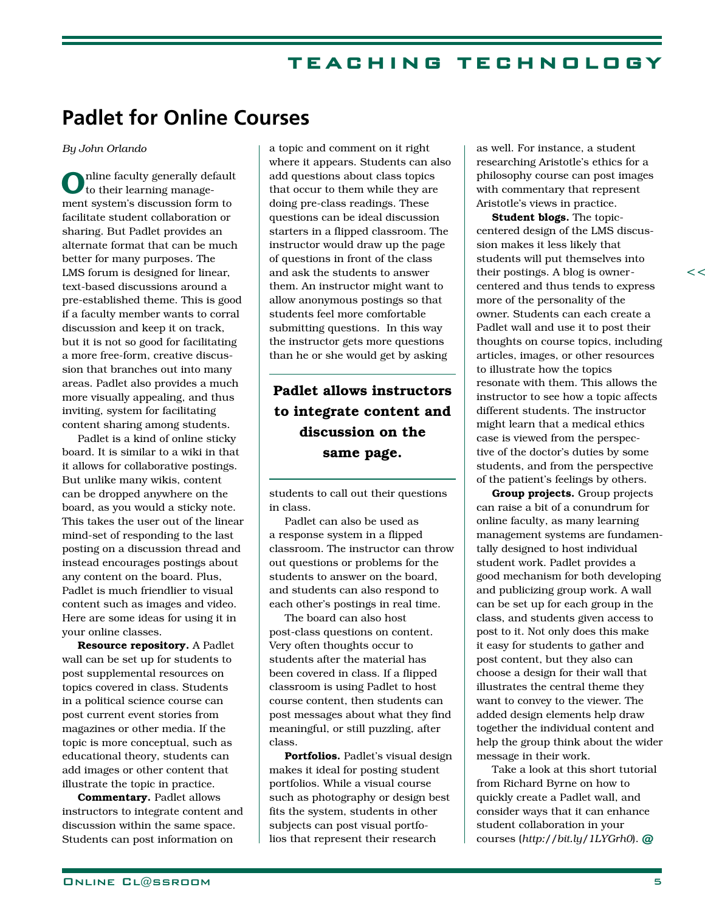# Padlet for Online Courses

*By John Orlando*

Online faculty generally default to their learning management system's discussion form to facilitate student collaboration or sharing. But Padlet provides an alternate format that can be much better for many purposes. The LMS forum is designed for linear, text-based discussions around a pre-established theme. This is good if a faculty member wants to corral discussion and keep it on track, but it is not so good for facilitating a more free-form, creative discussion that branches out into many areas. Padlet also provides a much more visually appealing, and thus inviting, system for facilitating content sharing among students.

Padlet is a kind of online sticky board. It is similar to a wiki in that it allows for collaborative postings. But unlike many wikis, content can be dropped anywhere on the board, as you would a sticky note. This takes the user out of the linear mind-set of responding to the last posting on a discussion thread and instead encourages postings about any content on the board. Plus, Padlet is much friendlier to visual content such as images and video. Here are some ideas for using it in your online classes.

**Resource repository.** A Padlet wall can be set up for students to post supplemental resources on topics covered in class. Students in a political science course can post current event stories from magazines or other media. If the topic is more conceptual, such as educational theory, students can add images or other content that illustrate the topic in practice.

**Commentary.** Padlet allows instructors to integrate content and discussion within the same space. Students can post information on a topic and comment on it right where it appears. Students can also add questions about class topics that occur to them while they are doing pre-class readings. These questions can be ideal discussion starters in a flipped classroom. The instructor would draw up the page of questions in front of the class and ask the students to answer them. An instructor might want to allow anonymous postings so that students feel more comfortable submitting questions. In this way the instructor gets more questions than he or she would get by asking students to call out their questions in class.

> **Padlet allows instructors to integrate content and discussion on the same page.**

Padlet can also be used as a response system in a flipped classroom. The instructor can throw out questions or problems for the students to answer on the board, and students can also respond to each other's postings in real time.

The board can also host post-class questions on content. Very often thoughts occur to students after the material has been covered in class. If a flipped classroom is using Padlet to host course content, then students can post messages about what they find meaningful, or still puzzling, after class.

**Portfolios.** Padlet's visual design makes it ideal for posting student portfolios. While a visual course such as photography or design best fits the system, students in other subjects can post visual portfolios that represent their research as well. For instance, a student researching Aristotle's ethics for a philosophy course can post images with commentary that represent Aristotle's views in practice.

**Student blogs.** The topic-centered design of the LMS discussion makes it less likely that students will put themselves into their postings. A blog is owner-centered and thus tends to express more of the personality of the owner. Students can each create a Padlet wall and use it to post their thoughts on course topics, including articles, images, or other resources to illustrate how the topics resonate with them. This allows the instructor to see how a topic affects different students. The instructor might learn that a medical ethics case is viewed from the perspective of the doctor's duties by some students, and from the perspective of the patient's feelings by others.

**Group projects.** Group projects can raise a bit of a conundrum for online faculty, as many learning management systems are fundamentally designed to host individual student work. Padlet provides a good mechanism for both developing and publicizing group work. A wall can be set up for each group in the class, and students given access to post to it. Not only does this make it easy for students to gather and post content, but they also can choose a design for their wall that illustrates the central theme they want to convey to the viewer. The added design elements help draw together the individual content and help the group think about the wider message in their work.

Take a look at this short tutorial from Richard Byrne on how to quickly create a Padlet wall, and consider ways that it can enhance student collaboration in your courses (*http://bit.ly/1LYGrh0*). @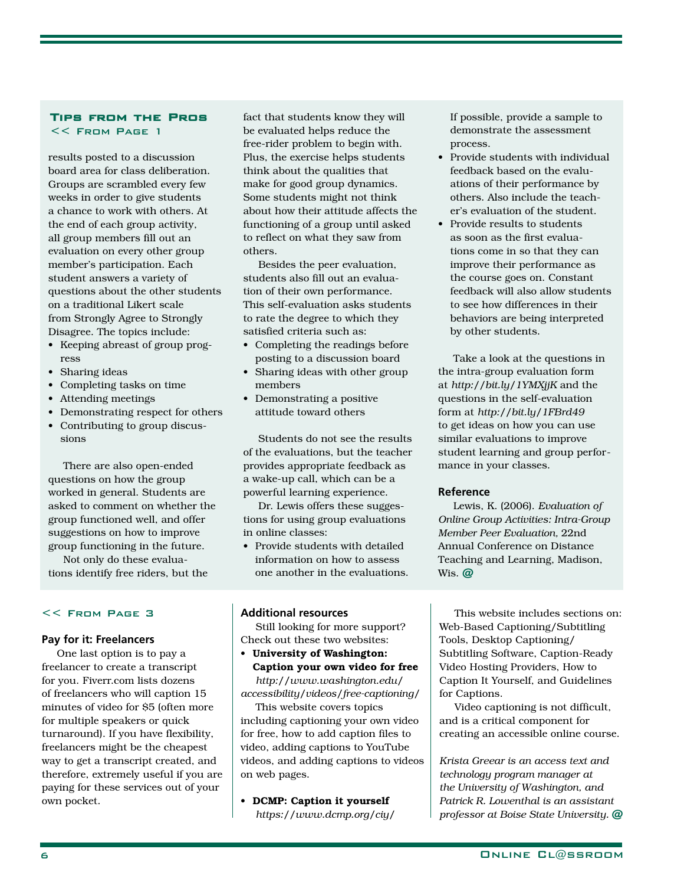### Tips from the Pros

<< From Page 1

results posted to a discussion board area for class deliberation. Groups are scrambled every few weeks in order to give students a chance to work with others. At the end of each group activity, all group members fill out an evaluation on every other group member's participation. Each student answers a variety of questions about the other students on a traditional Likert scale from Strongly Agree to Strongly Disagree. The topics include:

- Keeping abreast of group progress
- Sharing ideas
- Completing tasks on time
- Attending meetings
- Demonstrating respect for others
- Contributing to group discussions

There are also open-ended questions on how the group worked in general. Students are asked to comment on whether the group functioned well, and offer suggestions on how to improve group functioning in the future.

Not only do these evaluations identify free riders, but the fact that students know they will be evaluated helps reduce the free-rider problem to begin with. Plus, the exercise helps students think about the qualities that make for good group dynamics. Some students might not think about how their attitude affects the functioning of a group until asked to reflect on what they saw from others.

Besides the peer evaluation, students also fill out an evaluation of their own performance. This self-evaluation asks students to rate the degree to which they satisfied criteria such as:

- Completing the readings before posting to a discussion board
- Sharing ideas with other group members
- Demonstrating a positive attitude toward others

Students do not see the results of the evaluations, but the teacher provides appropriate feedback as a wake-up call, which can be a powerful learning experience.

Dr. Lewis offers these suggestions for using group evaluations in online classes:

- Provide students with detailed information on how to assess one another in the evaluations. If possible, provide a sample to demonstrate the assessment process.
- Provide students with individual feedback based on the evaluations of their performance by others. Also include the teacher's evaluation of the student.
- Provide results to students as soon as the first evaluations come in so that they can improve their performance as the course goes on. Constant feedback will also allow students to see how differences in their behaviors are being interpreted by other students.

Take a look at the questions in the intra-group evaluation form at *http://bit.ly/1YMXjjK* and the questions in the self-evaluation form at *http://bit.ly/1FBrd49* to get ideas on how you can use similar evaluations to improve student learning and group performance in your classes.

#### Reference

Lewis, K. (2006). *Evaluation of Online Group Activities: Intra-Group Member Peer Evaluation,* 22nd Annual Conference on Distance Teaching and Learning, Madison, Wis. @

<< From Page 3

#### Pay for it: Freelancers

One last option is to pay a freelancer to create a transcript for you. Fiverr.com lists dozens of freelancers who will caption 15 minutes of video for $5 (often more for multiple speakers or quick turnaround). If you have flexibility, freelancers might be the cheapest way to get a transcript created, and therefore, extremely useful if you are paying for these services out of your own pocket.

#### Additional resources

Still looking for more support? Check out these two websites:

- **University of Washington: Caption your own video for free**
  *http://www.washington.edu/accessibility/videos/free-captioning/*

  This website covers topics including captioning your own video for free, how to add caption files to video, adding captions to YouTube videos, and adding captions to videos on web pages.

- **DCMP: Caption it yourself**
  *https://www.dcmp.org/ciy/*

  This website includes sections on: Web-Based Captioning/Subtitling Tools, Desktop Captioning/Subtitling Software, Caption-Ready Video Hosting Providers, How to Caption It Yourself, and Guidelines for Captions.

Video captioning is not difficult, and is a critical component for creating an accessible online course.

*Krista Greear is an access text and technology program manager at the University of Washington, and Patrick R. Lowenthal is an assistant professor at Boise State University.* @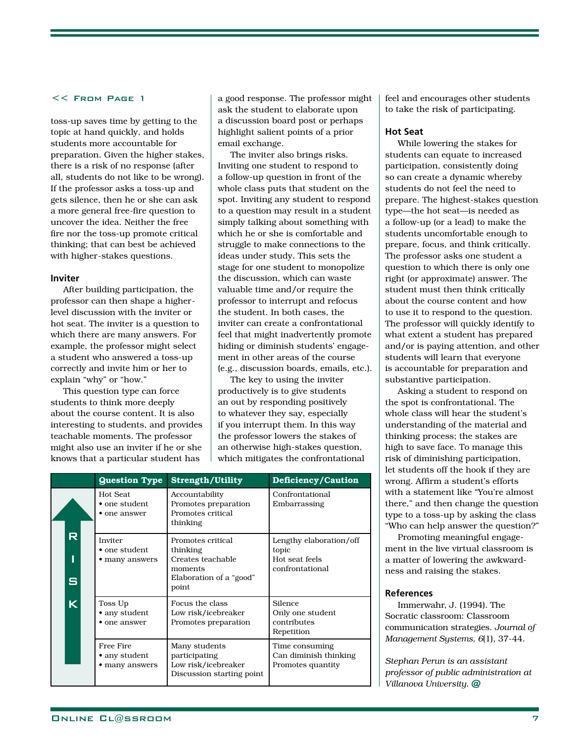<< From Page 1

toss-up saves time by getting to the topic at hand quickly, and holds students more accountable for preparation. Given the higher stakes, there is a risk of no response (after all, students do not like to be wrong). If the professor asks a toss-up and gets silence, then he or she can ask a more general free-fire question to uncover the idea. Neither the free fire nor the toss-up promote critical thinking; that can best be achieved with higher-stakes questions.

### Inviter

After building participation, the professor can then shape a higher-level discussion with the inviter or hot seat. The inviter is a question to which there are many answers. For example, the professor might select a student who answered a toss-up correctly and invite him or her to explain "why" or "how."

This question type can force students to think more deeply about the course content. It is also interesting to students, and provides teachable moments. The professor might also use an inviter if he or she knows that a particular student has a good response. The professor might ask the student to elaborate upon a discussion board post or perhaps highlight salient points of a prior email exchange.

The inviter also brings risks. Inviting one student to respond to a follow-up question in front of the whole class puts that student on the spot. Inviting any student to respond to a question may result in a student simply talking about something with which he or she is comfortable and struggle to make connections to the ideas under study. This sets the stage for one student to monopolize the discussion, which can waste valuable time and/or require the professor to interrupt and refocus the student. In both cases, the inviter can create a confrontational feel that might inadvertently promote hiding or diminish students' engagement in other areas of the course (e.g., discussion boards, emails, etc.).

The key to using the inviter productively is to give students an out by responding positively to whatever they say, especially if you interrupt them. In this way the professor lowers the stakes of an otherwise high-stakes question, which mitigates the confrontational feel and encourages other students to take the risk of participating.

| RISK (↑) | Question Type | Strength/Utility | Deficiency/Caution |
|---|---|---|---|
| | Hot Seat<br>• one student<br>• one answer | Accountability<br>Promotes preparation<br>Promotes critical thinking | Confrontational<br>Embarrassing |
| | Inviter<br>• one student<br>• many answers | Promotes critical thinking<br>Creates teachable moments<br>Elaboration of a "good" point | Lengthy elaboration/off topic<br>Hot seat feels confrontational |
| | Toss Up<br>• any student<br>• one answer | Focus the class<br>Low risk/icebreaker<br>Promotes preparation | Silence<br>Only one student contributes<br>Repetition |
| | Free Fire<br>• any student<br>• many answers | Many students participating<br>Low risk/icebreaker<br>Discussion starting point | Time consuming<br>Can diminish thinking<br>Promotes quantity |

### Hot Seat

While lowering the stakes for students can equate to increased participation, consistently doing so can create a dynamic whereby students do not feel the need to prepare. The highest-stakes question type—the hot seat—is needed as a follow-up (or a lead) to make the students uncomfortable enough to prepare, focus, and think critically. The professor asks one student a question to which there is only one right (or approximate) answer. The student must then think critically about the course content and how to use it to respond to the question. The professor will quickly identify to what extent a student has prepared and/or is paying attention, and other students will learn that everyone is accountable for preparation and substantive participation.

Asking a student to respond on the spot is confrontational. The whole class will hear the student's understanding of the material and thinking process; the stakes are high to save face. To manage this risk of diminishing participation, let students off the hook if they are wrong. Affirm a student's efforts with a statement like "You're almost there," and then change the question type to a toss-up by asking the class "Who can help answer the question?"

Promoting meaningful engagement in the live virtual classroom is a matter of lowering the awkwardness and raising the stakes.

### References

Immerwahr, J. (1994). The Socratic classroom: Classroom communication strategies. *Journal of Management Systems, 6*(1), 37-44.

*Stephan Perun is an assistant professor of public administration at Villanova University.* @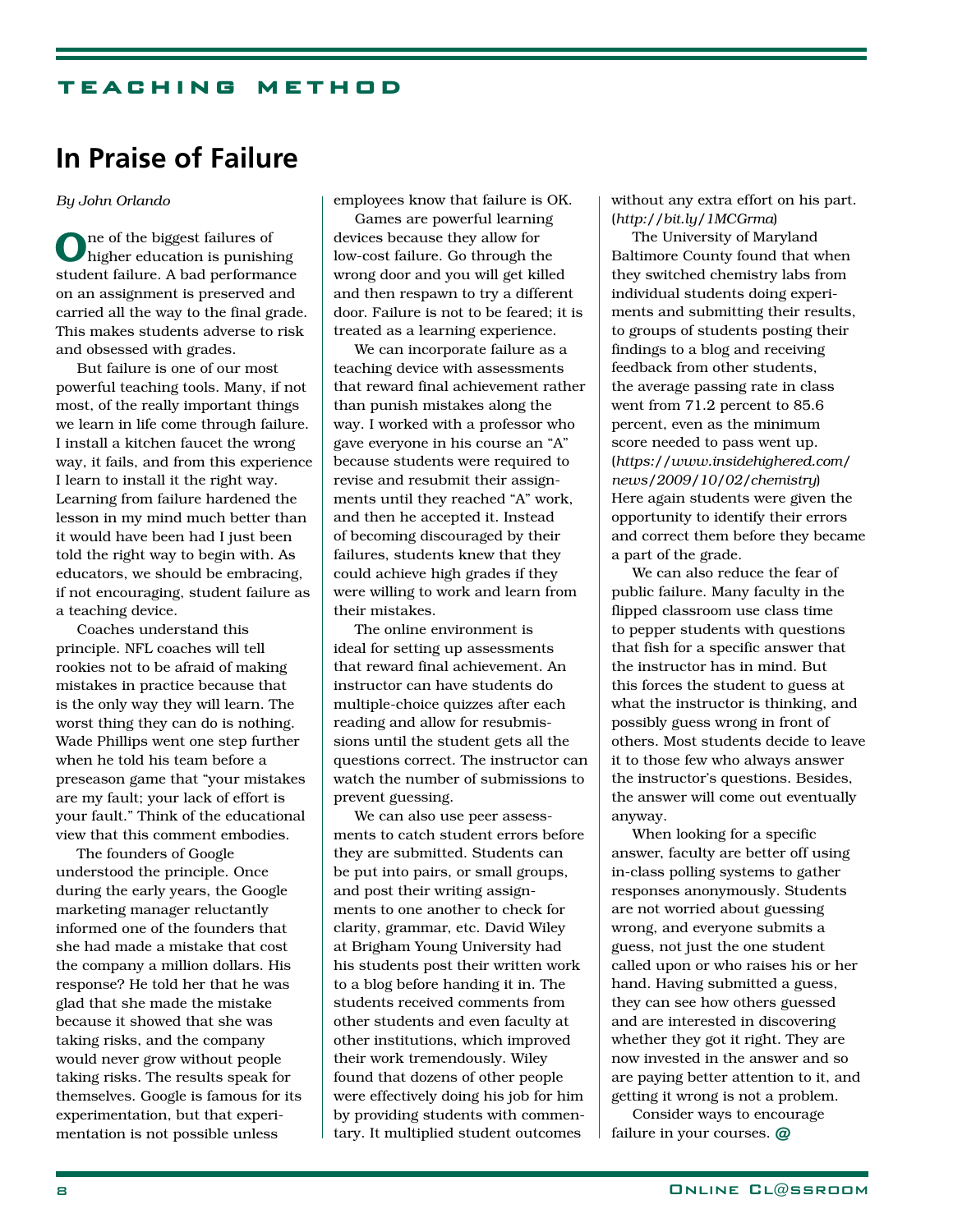TEACHING METHOD

# In Praise of Failure

*By John Orlando*

One of the biggest failures of higher education is punishing student failure. A bad performance on an assignment is preserved and carried all the way to the final grade. This makes students adverse to risk and obsessed with grades.

But failure is one of our most powerful teaching tools. Many, if not most, of the really important things we learn in life come through failure. I install a kitchen faucet the wrong way, it fails, and from this experience I learn to install it the right way. Learning from failure hardened the lesson in my mind much better than it would have been had I just been told the right way to begin with. As educators, we should be embracing, if not encouraging, student failure as a teaching device.

Coaches understand this principle. NFL coaches will tell rookies not to be afraid of making mistakes in practice because that is the only way they will learn. The worst thing they can do is nothing. Wade Phillips went one step further when he told his team before a preseason game that "your mistakes are my fault; your lack of effort is your fault." Think of the educational view that this comment embodies.

The founders of Google understood the principle. Once during the early years, the Google marketing manager reluctantly informed one of the founders that she had made a mistake that cost the company a million dollars. His response? He told her that he was glad that she made the mistake because it showed that she was taking risks, and the company would never grow without people taking risks. The results speak for themselves. Google is famous for its experimentation, but that experimentation is not possible unless employees know that failure is OK.

Games are powerful learning devices because they allow for low-cost failure. Go through the wrong door and you will get killed and then respawn to try a different door. Failure is not to be feared; it is treated as a learning experience.

We can incorporate failure as a teaching device with assessments that reward final achievement rather than punish mistakes along the way. I worked with a professor who gave everyone in his course an "A" because students were required to revise and resubmit their assignments until they reached "A" work, and then he accepted it. Instead of becoming discouraged by their failures, students knew that they could achieve high grades if they were willing to work and learn from their mistakes.

The online environment is ideal for setting up assessments that reward final achievement. An instructor can have students do multiple-choice quizzes after each reading and allow for resubmissions until the student gets all the questions correct. The instructor can watch the number of submissions to prevent guessing.

We can also use peer assessments to catch student errors before they are submitted. Students can be put into pairs, or small groups, and post their writing assignments to one another to check for clarity, grammar, etc. David Wiley at Brigham Young University had his students post their written work to a blog before handing it in. The students received comments from other students and even faculty at other institutions, which improved their work tremendously. Wiley found that dozens of other people were effectively doing his job for him by providing students with commentary. It multiplied student outcomes without any extra effort on his part. (*http://bit.ly/1MCGrma*)

The University of Maryland Baltimore County found that when they switched chemistry labs from individual students doing experiments and submitting their results, to groups of students posting their findings to a blog and receiving feedback from other students, the average passing rate in class went from 71.2 percent to 85.6 percent, even as the minimum score needed to pass went up. (*https://www.insidehighered.com/news/2009/10/02/chemistry*) Here again students were given the opportunity to identify their errors and correct them before they became a part of the grade.

We can also reduce the fear of public failure. Many faculty in the flipped classroom use class time to pepper students with questions that fish for a specific answer that the instructor has in mind. But this forces the student to guess at what the instructor is thinking, and possibly guess wrong in front of others. Most students decide to leave it to those few who always answer the instructor's questions. Besides, the answer will come out eventually anyway.

When looking for a specific answer, faculty are better off using in-class polling systems to gather responses anonymously. Students are not worried about guessing wrong, and everyone submits a guess, not just the one student called upon or who raises his or her hand. Having submitted a guess, they can see how others guessed and are interested in discovering whether they got it right. They are now invested in the answer and so are paying better attention to it, and getting it wrong is not a problem.

Consider ways to encourage failure in your courses. **@**